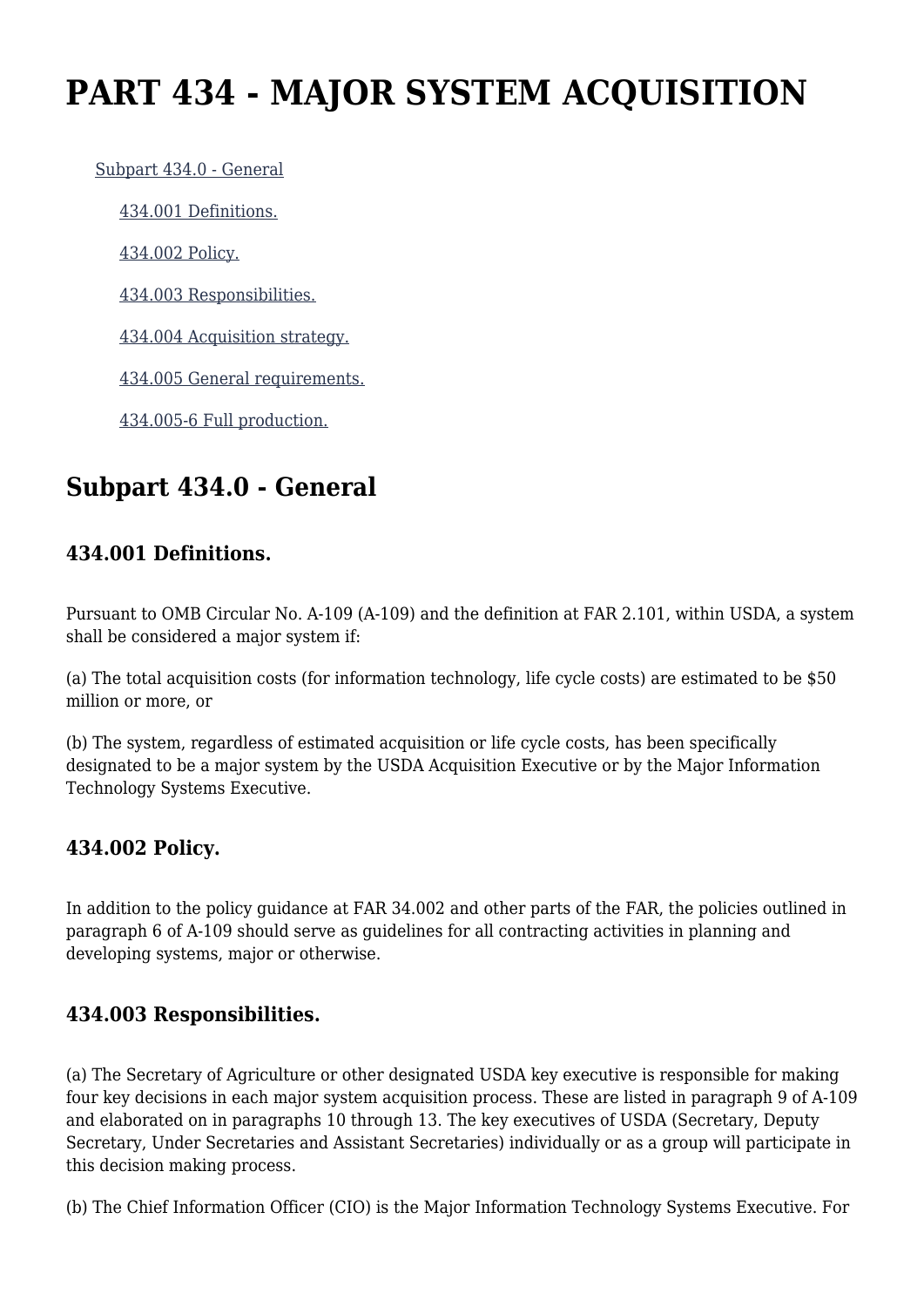# PART 434 - MAJOR SYSTEM ACQUISITION

- Subpart 434.0 - General
  - 434.001 Definitions.
  - 434.002 Policy.
  - 434.003 Responsibilities.
  - 434.004 Acquisition strategy.
  - 434.005 General requirements.
  - 434.005-6 Full production.

## Subpart 434.0 - General

### 434.001 Definitions.

Pursuant to OMB Circular No. A-109 (A-109) and the definition at FAR 2.101, within USDA, a system shall be considered a major system if:

(a) The total acquisition costs (for information technology, life cycle costs) are estimated to be $50 million or more, or

(b) The system, regardless of estimated acquisition or life cycle costs, has been specifically designated to be a major system by the USDA Acquisition Executive or by the Major Information Technology Systems Executive.

### 434.002 Policy.

In addition to the policy guidance at FAR 34.002 and other parts of the FAR, the policies outlined in paragraph 6 of A-109 should serve as guidelines for all contracting activities in planning and developing systems, major or otherwise.

### 434.003 Responsibilities.

(a) The Secretary of Agriculture or other designated USDA key executive is responsible for making four key decisions in each major system acquisition process. These are listed in paragraph 9 of A-109 and elaborated on in paragraphs 10 through 13. The key executives of USDA (Secretary, Deputy Secretary, Under Secretaries and Assistant Secretaries) individually or as a group will participate in this decision making process.

(b) The Chief Information Officer (CIO) is the Major Information Technology Systems Executive. For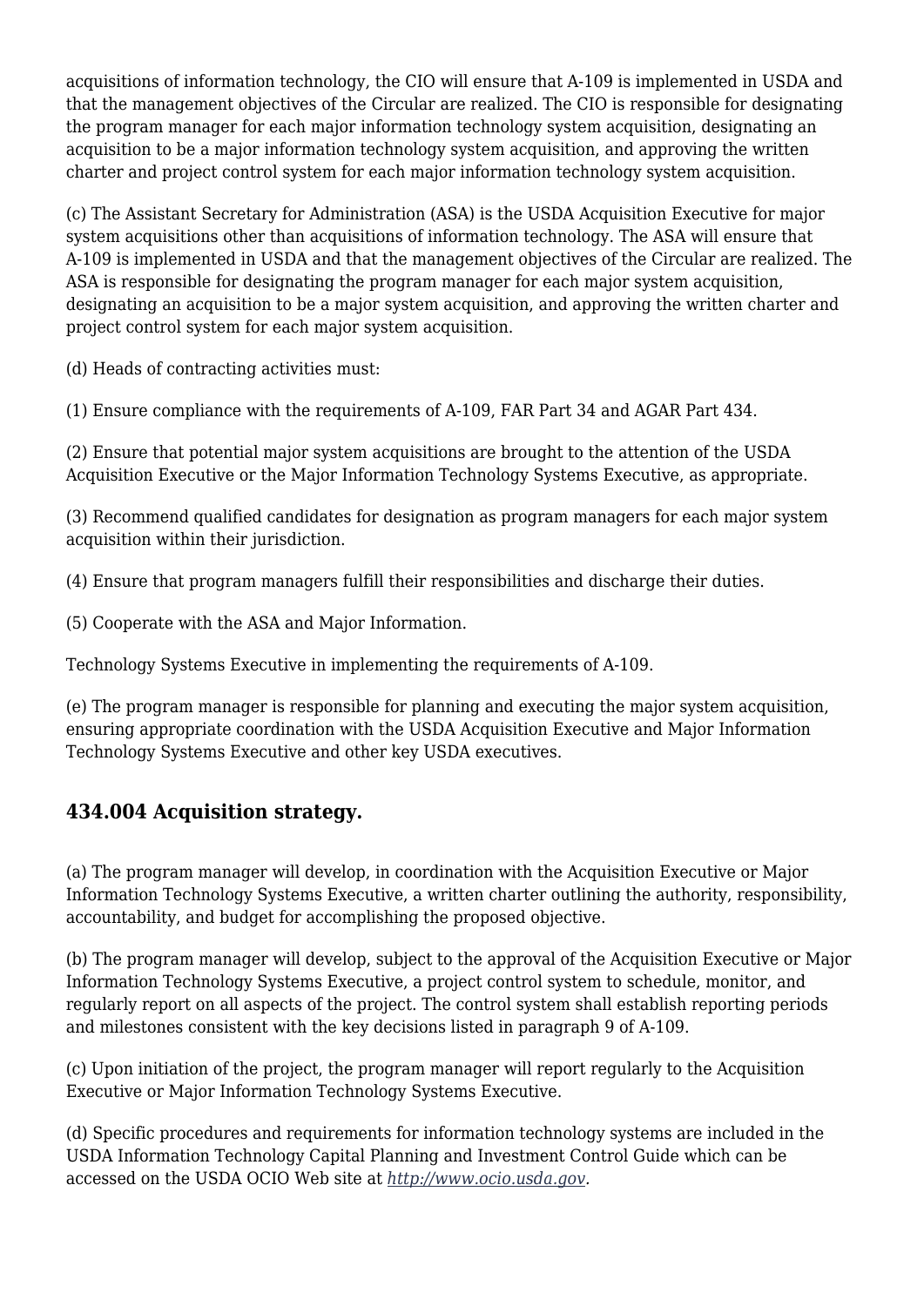acquisitions of information technology, the CIO will ensure that A-109 is implemented in USDA and that the management objectives of the Circular are realized. The CIO is responsible for designating the program manager for each major information technology system acquisition, designating an acquisition to be a major information technology system acquisition, and approving the written charter and project control system for each major information technology system acquisition.

(c) The Assistant Secretary for Administration (ASA) is the USDA Acquisition Executive for major system acquisitions other than acquisitions of information technology. The ASA will ensure that A-109 is implemented in USDA and that the management objectives of the Circular are realized. The ASA is responsible for designating the program manager for each major system acquisition, designating an acquisition to be a major system acquisition, and approving the written charter and project control system for each major system acquisition.

(d) Heads of contracting activities must:

(1) Ensure compliance with the requirements of A-109, FAR Part 34 and AGAR Part 434.

(2) Ensure that potential major system acquisitions are brought to the attention of the USDA Acquisition Executive or the Major Information Technology Systems Executive, as appropriate.

(3) Recommend qualified candidates for designation as program managers for each major system acquisition within their jurisdiction.

(4) Ensure that program managers fulfill their responsibilities and discharge their duties.

(5) Cooperate with the ASA and Major Information.

Technology Systems Executive in implementing the requirements of A-109.

(e) The program manager is responsible for planning and executing the major system acquisition, ensuring appropriate coordination with the USDA Acquisition Executive and Major Information Technology Systems Executive and other key USDA executives.

## 434.004 Acquisition strategy.

(a) The program manager will develop, in coordination with the Acquisition Executive or Major Information Technology Systems Executive, a written charter outlining the authority, responsibility, accountability, and budget for accomplishing the proposed objective.

(b) The program manager will develop, subject to the approval of the Acquisition Executive or Major Information Technology Systems Executive, a project control system to schedule, monitor, and regularly report on all aspects of the project. The control system shall establish reporting periods and milestones consistent with the key decisions listed in paragraph 9 of A-109.

(c) Upon initiation of the project, the program manager will report regularly to the Acquisition Executive or Major Information Technology Systems Executive.

(d) Specific procedures and requirements for information technology systems are included in the USDA Information Technology Capital Planning and Investment Control Guide which can be accessed on the USDA OCIO Web site at *http://www.ocio.usda.gov*.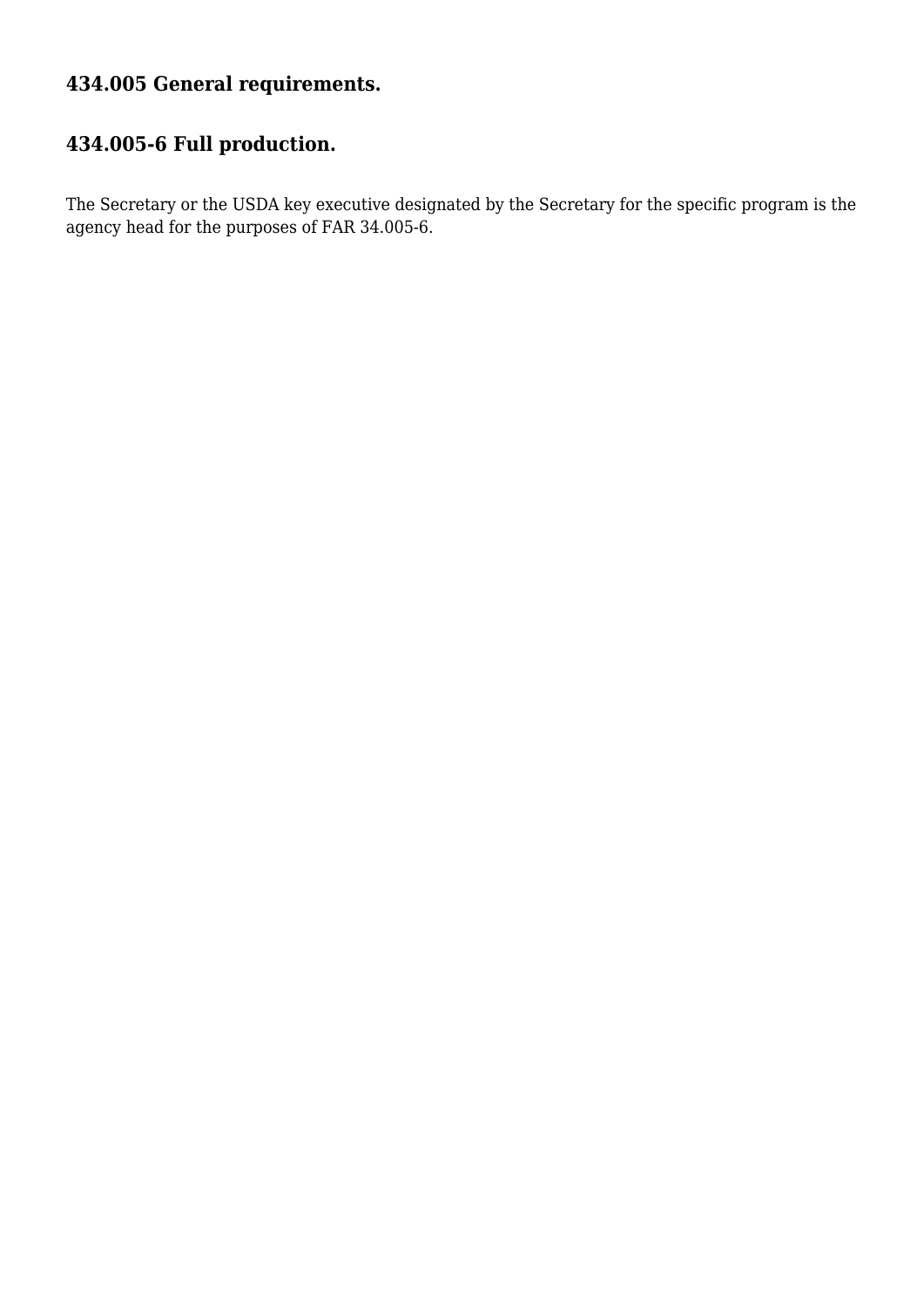### 434.005 General requirements.

### 434.005-6 Full production.

The Secretary or the USDA key executive designated by the Secretary for the specific program is the agency head for the purposes of FAR 34.005-6.